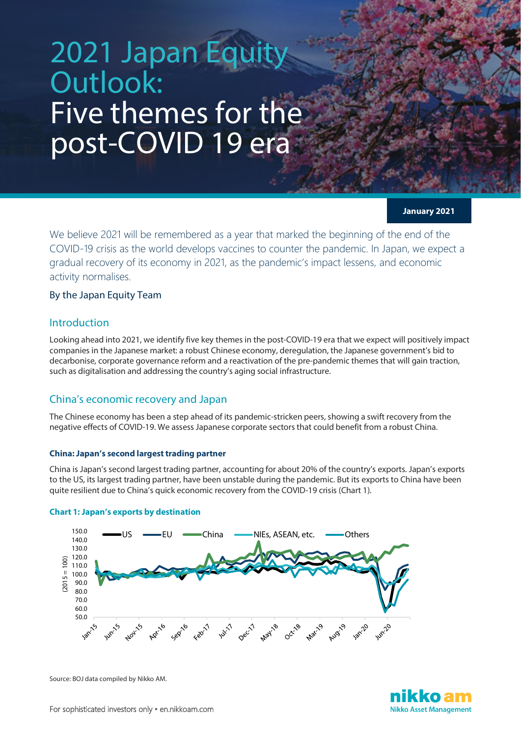# 2021 Japan Equity Outlook: Five themes for the post-COVID 19 era

**January 2021**

We believe 2021 will be remembered as a year that marked the beginning of the end of the COVID-19 crisis as the world develops vaccines to counter the pandemic. In Japan, we expect a gradual recovery of its economy in 2021, as the pandemic's impact lessens, and economic activity normalises.

By the Japan Equity Team

## Introduction

Looking ahead into 2021, we identify five key themes in the post-COVID-19 era that we expect will positively impact companies in the Japanese market: a robust Chinese economy, deregulation, the Japanese government's bid to decarbonise, corporate governance reform and a reactivation of the pre-pandemic themes that will gain traction, such as digitalisation and addressing the country's aging social infrastructure.

## China's economic recovery and Japan

The Chinese economy has been a step ahead of its pandemic-stricken peers, showing a swift recovery from the negative effects of COVID-19. We assess Japanese corporate sectors that could benefit from a robust China.

### China: Japan's second largest trading partner

China is Japan's second largest trading partner, accounting for about 20% of the country's exports. Japan's exports to the US, its largest trading partner, have been unstable during the pandemic. But its exports to China have been quite resilient due to China's quick economic recovery from the COVID-19 crisis (Chart 1).

**Chart 1: Japan's exports by destination**

Source: BOJ data compiled by Nikko AM.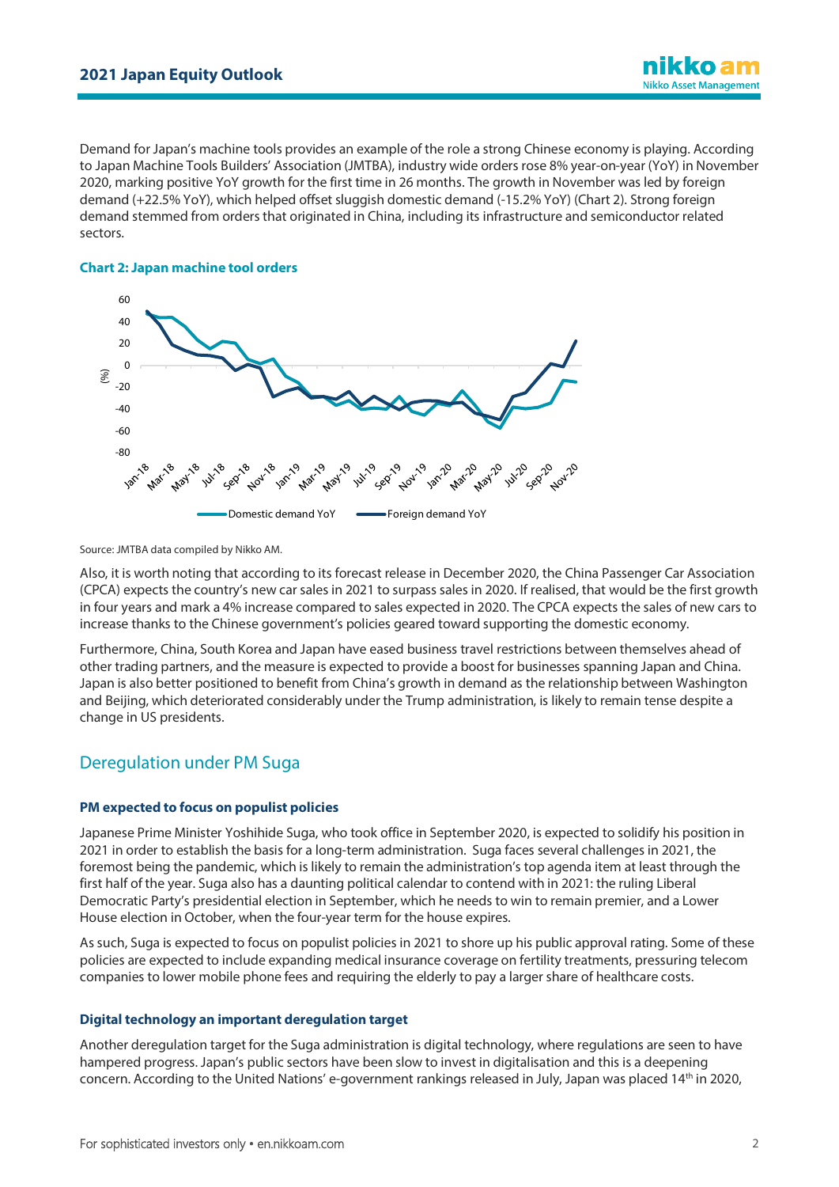Demand for Japan's machine tools provides an example of the role a strong Chinese economy is playing. According to Japan Machine Tools Builders' Association (JMTBA), industry wide orders rose 8% year-on-year (YoY) in November 2020, marking positive YoY growth for the first time in 26 months. The growth in November was led by foreign demand (+22.5% YoY), which helped offset sluggish domestic demand (-15.2% YoY) (Chart 2). Strong foreign demand stemmed from orders that originated in China, including its infrastructure and semiconductor related sectors.

**Chart 2: Japan machine tool orders**

Source: JMTBA data compiled by Nikko AM.

Also, it is worth noting that according to its forecast release in December 2020, the China Passenger Car Association (CPCA) expects the country's new car sales in 2021 to surpass sales in 2020. If realised, that would be the first growth in four years and mark a 4% increase compared to sales expected in 2020. The CPCA expects the sales of new cars to increase thanks to the Chinese government's policies geared toward supporting the domestic economy.

Furthermore, China, South Korea and Japan have eased business travel restrictions between themselves ahead of other trading partners, and the measure is expected to provide a boost for businesses spanning Japan and China. Japan is also better positioned to benefit from China's growth in demand as the relationship between Washington and Beijing, which deteriorated considerably under the Trump administration, is likely to remain tense despite a change in US presidents.

## Deregulation under PM Suga

### PM expected to focus on populist policies

Japanese Prime Minister Yoshihide Suga, who took office in September 2020, is expected to solidify his position in 2021 in order to establish the basis for a long-term administration. Suga faces several challenges in 2021, the foremost being the pandemic, which is likely to remain the administration's top agenda item at least through the first half of the year. Suga also has a daunting political calendar to contend with in 2021: the ruling Liberal Democratic Party's presidential election in September, which he needs to win to remain premier, and a Lower House election in October, when the four-year term for the house expires.

As such, Suga is expected to focus on populist policies in 2021 to shore up his public approval rating. Some of these policies are expected to include expanding medical insurance coverage on fertility treatments, pressuring telecom companies to lower mobile phone fees and requiring the elderly to pay a larger share of healthcare costs.

### Digital technology an important deregulation target

Another deregulation target for the Suga administration is digital technology, where regulations are seen to have hampered progress. Japan's public sectors have been slow to invest in digitalisation and this is a deepening concern. According to the United Nations' e-government rankings released in July, Japan was placed 14th in 2020,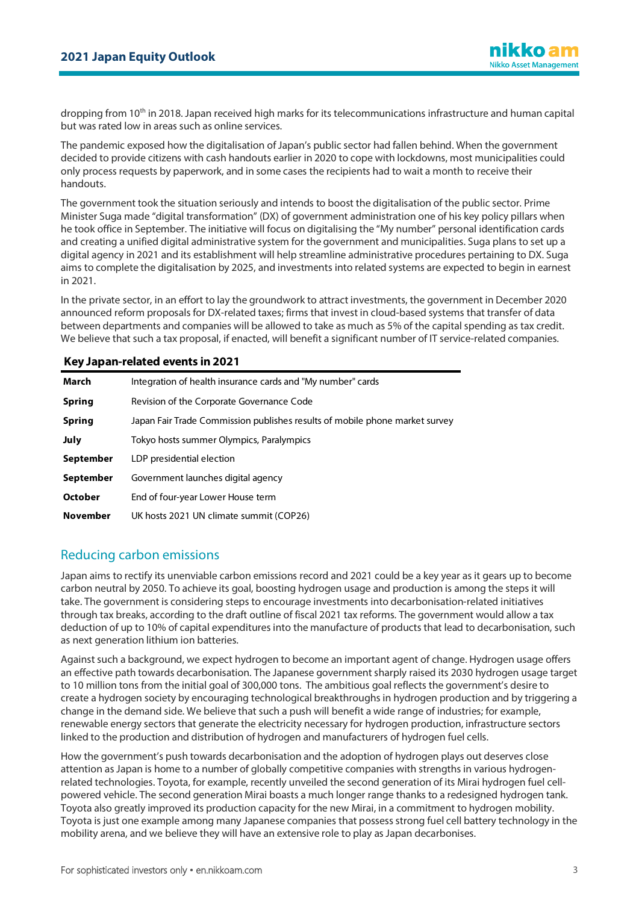dropping from 10th in 2018. Japan received high marks for its telecommunications infrastructure and human capital but was rated low in areas such as online services.

The pandemic exposed how the digitalisation of Japan's public sector had fallen behind. When the government decided to provide citizens with cash handouts earlier in 2020 to cope with lockdowns, most municipalities could only process requests by paperwork, and in some cases the recipients had to wait a month to receive their handouts.

The government took the situation seriously and intends to boost the digitalisation of the public sector. Prime Minister Suga made "digital transformation" (DX) of government administration one of his key policy pillars when he took office in September. The initiative will focus on digitalising the "My number" personal identification cards and creating a unified digital administrative system for the government and municipalities. Suga plans to set up a digital agency in 2021 and its establishment will help streamline administrative procedures pertaining to DX. Suga aims to complete the digitalisation by 2025, and investments into related systems are expected to begin in earnest in 2021.

In the private sector, in an effort to lay the groundwork to attract investments, the government in December 2020 announced reform proposals for DX-related taxes; firms that invest in cloud-based systems that transfer of data between departments and companies will be allowed to take as much as 5% of the capital spending as tax credit. We believe that such a tax proposal, if enacted, will benefit a significant number of IT service-related companies.

**Key Japan-related events in 2021**

| | |
|---|---|
| **March** | Integration of health insurance cards and "My number" cards |
| **Spring** | Revision of the Corporate Governance Code |
| **Spring** | Japan Fair Trade Commission publishes results of mobile phone market survey |
| **July** | Tokyo hosts summer Olympics, Paralympics |
| **September** | LDP presidential election |
| **September** | Government launches digital agency |
| **October** | End of four-year Lower House term |
| **November** | UK hosts 2021 UN climate summit (COP26) |

## Reducing carbon emissions

Japan aims to rectify its unenviable carbon emissions record and 2021 could be a key year as it gears up to become carbon neutral by 2050. To achieve its goal, boosting hydrogen usage and production is among the steps it will take. The government is considering steps to encourage investments into decarbonisation-related initiatives through tax breaks, according to the draft outline of fiscal 2021 tax reforms. The government would allow a tax deduction of up to 10% of capital expenditures into the manufacture of products that lead to decarbonisation, such as next generation lithium ion batteries.

Against such a background, we expect hydrogen to become an important agent of change. Hydrogen usage offers an effective path towards decarbonisation. The Japanese government sharply raised its 2030 hydrogen usage target to 10 million tons from the initial goal of 300,000 tons. The ambitious goal reflects the government's desire to create a hydrogen society by encouraging technological breakthroughs in hydrogen production and by triggering a change in the demand side. We believe that such a push will benefit a wide range of industries; for example, renewable energy sectors that generate the electricity necessary for hydrogen production, infrastructure sectors linked to the production and distribution of hydrogen and manufacturers of hydrogen fuel cells.

How the government's push towards decarbonisation and the adoption of hydrogen plays out deserves close attention as Japan is home to a number of globally competitive companies with strengths in various hydrogen-related technologies. Toyota, for example, recently unveiled the second generation of its Mirai hydrogen fuel cell-powered vehicle. The second generation Mirai boasts a much longer range thanks to a redesigned hydrogen tank. Toyota also greatly improved its production capacity for the new Mirai, in a commitment to hydrogen mobility. Toyota is just one example among many Japanese companies that possess strong fuel cell battery technology in the mobility arena, and we believe they will have an extensive role to play as Japan decarbonises.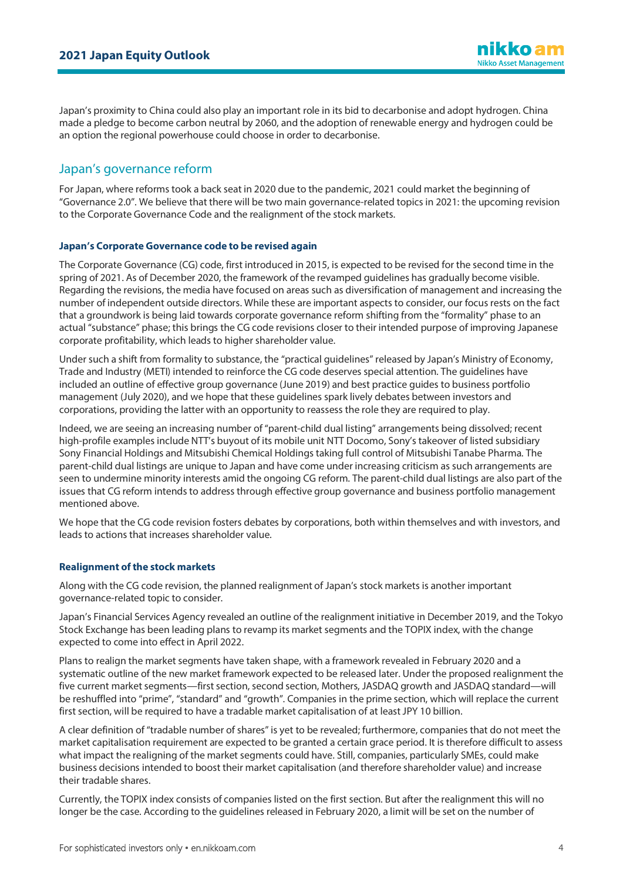Japan's proximity to China could also play an important role in its bid to decarbonise and adopt hydrogen. China made a pledge to become carbon neutral by 2060, and the adoption of renewable energy and hydrogen could be an option the regional powerhouse could choose in order to decarbonise.

## Japan's governance reform

For Japan, where reforms took a back seat in 2020 due to the pandemic, 2021 could market the beginning of "Governance 2.0". We believe that there will be two main governance-related topics in 2021: the upcoming revision to the Corporate Governance Code and the realignment of the stock markets.

### Japan's Corporate Governance code to be revised again

The Corporate Governance (CG) code, first introduced in 2015, is expected to be revised for the second time in the spring of 2021. As of December 2020, the framework of the revamped guidelines has gradually become visible. Regarding the revisions, the media have focused on areas such as diversification of management and increasing the number of independent outside directors. While these are important aspects to consider, our focus rests on the fact that a groundwork is being laid towards corporate governance reform shifting from the "formality" phase to an actual "substance" phase; this brings the CG code revisions closer to their intended purpose of improving Japanese corporate profitability, which leads to higher shareholder value.

Under such a shift from formality to substance, the "practical guidelines" released by Japan's Ministry of Economy, Trade and Industry (METI) intended to reinforce the CG code deserves special attention. The guidelines have included an outline of effective group governance (June 2019) and best practice guides to business portfolio management (July 2020), and we hope that these guidelines spark lively debates between investors and corporations, providing the latter with an opportunity to reassess the role they are required to play.

Indeed, we are seeing an increasing number of "parent-child dual listing" arrangements being dissolved; recent high-profile examples include NTT's buyout of its mobile unit NTT Docomo, Sony's takeover of listed subsidiary Sony Financial Holdings and Mitsubishi Chemical Holdings taking full control of Mitsubishi Tanabe Pharma. The parent-child dual listings are unique to Japan and have come under increasing criticism as such arrangements are seen to undermine minority interests amid the ongoing CG reform. The parent-child dual listings are also part of the issues that CG reform intends to address through effective group governance and business portfolio management mentioned above.

We hope that the CG code revision fosters debates by corporations, both within themselves and with investors, and leads to actions that increases shareholder value.

### Realignment of the stock markets

Along with the CG code revision, the planned realignment of Japan's stock markets is another important governance-related topic to consider.

Japan's Financial Services Agency revealed an outline of the realignment initiative in December 2019, and the Tokyo Stock Exchange has been leading plans to revamp its market segments and the TOPIX index, with the change expected to come into effect in April 2022.

Plans to realign the market segments have taken shape, with a framework revealed in February 2020 and a systematic outline of the new market framework expected to be released later. Under the proposed realignment the five current market segments—first section, second section, Mothers, JASDAQ growth and JASDAQ standard—will be reshuffled into "prime", "standard" and "growth". Companies in the prime section, which will replace the current first section, will be required to have a tradable market capitalisation of at least JPY 10 billion.

A clear definition of "tradable number of shares" is yet to be revealed; furthermore, companies that do not meet the market capitalisation requirement are expected to be granted a certain grace period. It is therefore difficult to assess what impact the realigning of the market segments could have. Still, companies, particularly SMEs, could make business decisions intended to boost their market capitalisation (and therefore shareholder value) and increase their tradable shares.

Currently, the TOPIX index consists of companies listed on the first section. But after the realignment this will no longer be the case. According to the guidelines released in February 2020, a limit will be set on the number of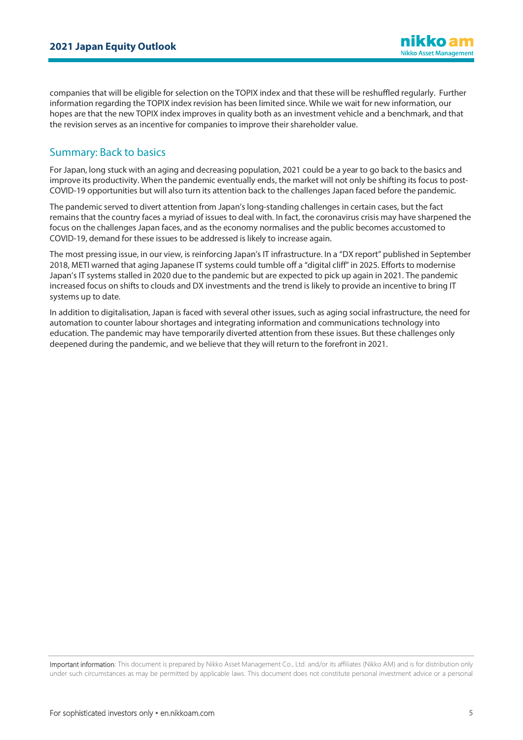companies that will be eligible for selection on the TOPIX index and that these will be reshuffled regularly. Further information regarding the TOPIX index revision has been limited since. While we wait for new information, our hopes are that the new TOPIX index improves in quality both as an investment vehicle and a benchmark, and that the revision serves as an incentive for companies to improve their shareholder value.

## Summary: Back to basics

For Japan, long stuck with an aging and decreasing population, 2021 could be a year to go back to the basics and improve its productivity. When the pandemic eventually ends, the market will not only be shifting its focus to post-COVID-19 opportunities but will also turn its attention back to the challenges Japan faced before the pandemic.

The pandemic served to divert attention from Japan's long-standing challenges in certain cases, but the fact remains that the country faces a myriad of issues to deal with. In fact, the coronavirus crisis may have sharpened the focus on the challenges Japan faces, and as the economy normalises and the public becomes accustomed to COVID-19, demand for these issues to be addressed is likely to increase again.

The most pressing issue, in our view, is reinforcing Japan's IT infrastructure. In a "DX report" published in September 2018, METI warned that aging Japanese IT systems could tumble off a "digital cliff" in 2025. Efforts to modernise Japan's IT systems stalled in 2020 due to the pandemic but are expected to pick up again in 2021. The pandemic increased focus on shifts to clouds and DX investments and the trend is likely to provide an incentive to bring IT systems up to date.

In addition to digitalisation, Japan is faced with several other issues, such as aging social infrastructure, the need for automation to counter labour shortages and integrating information and communications technology into education. The pandemic may have temporarily diverted attention from these issues. But these challenges only deepened during the pandemic, and we believe that they will return to the forefront in 2021.

Important information: This document is prepared by Nikko Asset Management Co., Ltd. and/or its affiliates (Nikko AM) and is for distribution only under such circumstances as may be permitted by applicable laws. This document does not constitute personal investment advice or a personal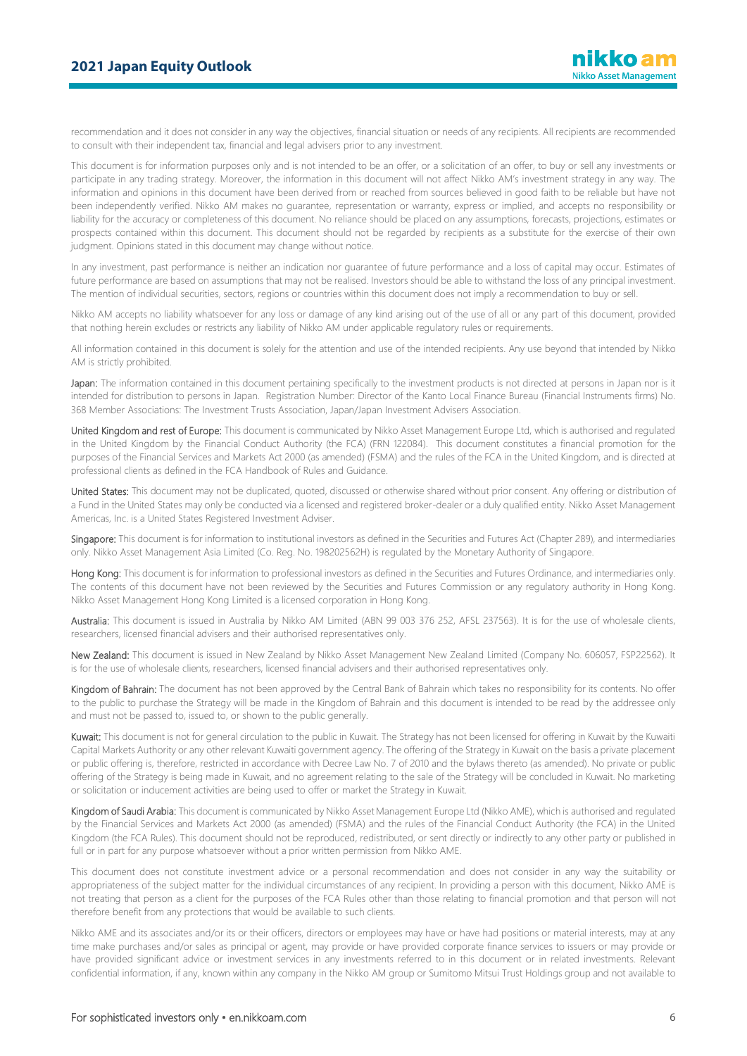recommendation and it does not consider in any way the objectives, financial situation or needs of any recipients. All recipients are recommended to consult with their independent tax, financial and legal advisers prior to any investment.

This document is for information purposes only and is not intended to be an offer, or a solicitation of an offer, to buy or sell any investments or participate in any trading strategy. Moreover, the information in this document will not affect Nikko AM's investment strategy in any way. The information and opinions in this document have been derived from or reached from sources believed in good faith to be reliable but have not been independently verified. Nikko AM makes no guarantee, representation or warranty, express or implied, and accepts no responsibility or liability for the accuracy or completeness of this document. No reliance should be placed on any assumptions, forecasts, projections, estimates or prospects contained within this document. This document should not be regarded by recipients as a substitute for the exercise of their own judgment. Opinions stated in this document may change without notice.

In any investment, past performance is neither an indication nor guarantee of future performance and a loss of capital may occur. Estimates of future performance are based on assumptions that may not be realised. Investors should be able to withstand the loss of any principal investment. The mention of individual securities, sectors, regions or countries within this document does not imply a recommendation to buy or sell.

Nikko AM accepts no liability whatsoever for any loss or damage of any kind arising out of the use of all or any part of this document, provided that nothing herein excludes or restricts any liability of Nikko AM under applicable regulatory rules or requirements.

All information contained in this document is solely for the attention and use of the intended recipients. Any use beyond that intended by Nikko AM is strictly prohibited.

**Japan:** The information contained in this document pertaining specifically to the investment products is not directed at persons in Japan nor is it intended for distribution to persons in Japan. Registration Number: Director of the Kanto Local Finance Bureau (Financial Instruments firms) No. 368 Member Associations: The Investment Trusts Association, Japan/Japan Investment Advisers Association.

**United Kingdom and rest of Europe:** This document is communicated by Nikko Asset Management Europe Ltd, which is authorised and regulated in the United Kingdom by the Financial Conduct Authority (the FCA) (FRN 122084). This document constitutes a financial promotion for the purposes of the Financial Services and Markets Act 2000 (as amended) (FSMA) and the rules of the FCA in the United Kingdom, and is directed at professional clients as defined in the FCA Handbook of Rules and Guidance.

**United States:** This document may not be duplicated, quoted, discussed or otherwise shared without prior consent. Any offering or distribution of a Fund in the United States may only be conducted via a licensed and registered broker-dealer or a duly qualified entity. Nikko Asset Management Americas, Inc. is a United States Registered Investment Adviser.

**Singapore:** This document is for information to institutional investors as defined in the Securities and Futures Act (Chapter 289), and intermediaries only. Nikko Asset Management Asia Limited (Co. Reg. No. 198202562H) is regulated by the Monetary Authority of Singapore.

**Hong Kong:** This document is for information to professional investors as defined in the Securities and Futures Ordinance, and intermediaries only. The contents of this document have not been reviewed by the Securities and Futures Commission or any regulatory authority in Hong Kong. Nikko Asset Management Hong Kong Limited is a licensed corporation in Hong Kong.

**Australia:** This document is issued in Australia by Nikko AM Limited (ABN 99 003 376 252, AFSL 237563). It is for the use of wholesale clients, researchers, licensed financial advisers and their authorised representatives only.

**New Zealand:** This document is issued in New Zealand by Nikko Asset Management New Zealand Limited (Company No. 606057, FSP22562). It is for the use of wholesale clients, researchers, licensed financial advisers and their authorised representatives only.

**Kingdom of Bahrain:** The document has not been approved by the Central Bank of Bahrain which takes no responsibility for its contents. No offer to the public to purchase the Strategy will be made in the Kingdom of Bahrain and this document is intended to be read by the addressee only and must not be passed to, issued to, or shown to the public generally.

**Kuwait:** This document is not for general circulation to the public in Kuwait. The Strategy has not been licensed for offering in Kuwait by the Kuwaiti Capital Markets Authority or any other relevant Kuwaiti government agency. The offering of the Strategy in Kuwait on the basis a private placement or public offering is, therefore, restricted in accordance with Decree Law No. 7 of 2010 and the bylaws thereto (as amended). No private or public offering of the Strategy is being made in Kuwait, and no agreement relating to the sale of the Strategy will be concluded in Kuwait. No marketing or solicitation or inducement activities are being used to offer or market the Strategy in Kuwait.

**Kingdom of Saudi Arabia:** This document is communicated by Nikko Asset Management Europe Ltd (Nikko AME), which is authorised and regulated by the Financial Services and Markets Act 2000 (as amended) (FSMA) and the rules of the Financial Conduct Authority (the FCA) in the United Kingdom (the FCA Rules). This document should not be reproduced, redistributed, or sent directly or indirectly to any other party or published in full or in part for any purpose whatsoever without a prior written permission from Nikko AME.

This document does not constitute investment advice or a personal recommendation and does not consider in any way the suitability or appropriateness of the subject matter for the individual circumstances of any recipient. In providing a person with this document, Nikko AME is not treating that person as a client for the purposes of the FCA Rules other than those relating to financial promotion and that person will not therefore benefit from any protections that would be available to such clients.

Nikko AME and its associates and/or its or their officers, directors or employees may have or have had positions or material interests, may at any time make purchases and/or sales as principal or agent, may provide or have provided corporate finance services to issuers or may provide or have provided significant advice or investment services in any investments referred to in this document or in related investments. Relevant confidential information, if any, known within any company in the Nikko AM group or Sumitomo Mitsui Trust Holdings group and not available to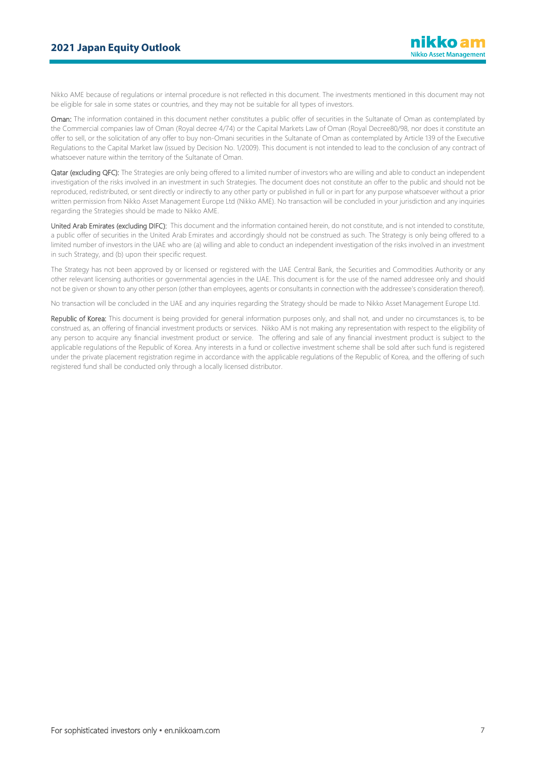Nikko AME because of regulations or internal procedure is not reflected in this document. The investments mentioned in this document may not be eligible for sale in some states or countries, and they may not be suitable for all types of investors.

**Oman:** The information contained in this document nether constitutes a public offer of securities in the Sultanate of Oman as contemplated by the Commercial companies law of Oman (Royal decree 4/74) or the Capital Markets Law of Oman (Royal Decree80/98, nor does it constitute an offer to sell, or the solicitation of any offer to buy non-Omani securities in the Sultanate of Oman as contemplated by Article 139 of the Executive Regulations to the Capital Market law (issued by Decision No. 1/2009). This document is not intended to lead to the conclusion of any contract of whatsoever nature within the territory of the Sultanate of Oman.

**Qatar (excluding QFC):** The Strategies are only being offered to a limited number of investors who are willing and able to conduct an independent investigation of the risks involved in an investment in such Strategies. The document does not constitute an offer to the public and should not be reproduced, redistributed, or sent directly or indirectly to any other party or published in full or in part for any purpose whatsoever without a prior written permission from Nikko Asset Management Europe Ltd (Nikko AME). No transaction will be concluded in your jurisdiction and any inquiries regarding the Strategies should be made to Nikko AME.

**United Arab Emirates (excluding DIFC):** This document and the information contained herein, do not constitute, and is not intended to constitute, a public offer of securities in the United Arab Emirates and accordingly should not be construed as such. The Strategy is only being offered to a limited number of investors in the UAE who are (a) willing and able to conduct an independent investigation of the risks involved in an investment in such Strategy, and (b) upon their specific request.

The Strategy has not been approved by or licensed or registered with the UAE Central Bank, the Securities and Commodities Authority or any other relevant licensing authorities or governmental agencies in the UAE. This document is for the use of the named addressee only and should not be given or shown to any other person (other than employees, agents or consultants in connection with the addressee's consideration thereof).

No transaction will be concluded in the UAE and any inquiries regarding the Strategy should be made to Nikko Asset Management Europe Ltd.

**Republic of Korea:** This document is being provided for general information purposes only, and shall not, and under no circumstances is, to be construed as, an offering of financial investment products or services. Nikko AM is not making any representation with respect to the eligibility of any person to acquire any financial investment product or service. The offering and sale of any financial investment product is subject to the applicable regulations of the Republic of Korea. Any interests in a fund or collective investment scheme shall be sold after such fund is registered under the private placement registration regime in accordance with the applicable regulations of the Republic of Korea, and the offering of such registered fund shall be conducted only through a locally licensed distributor.